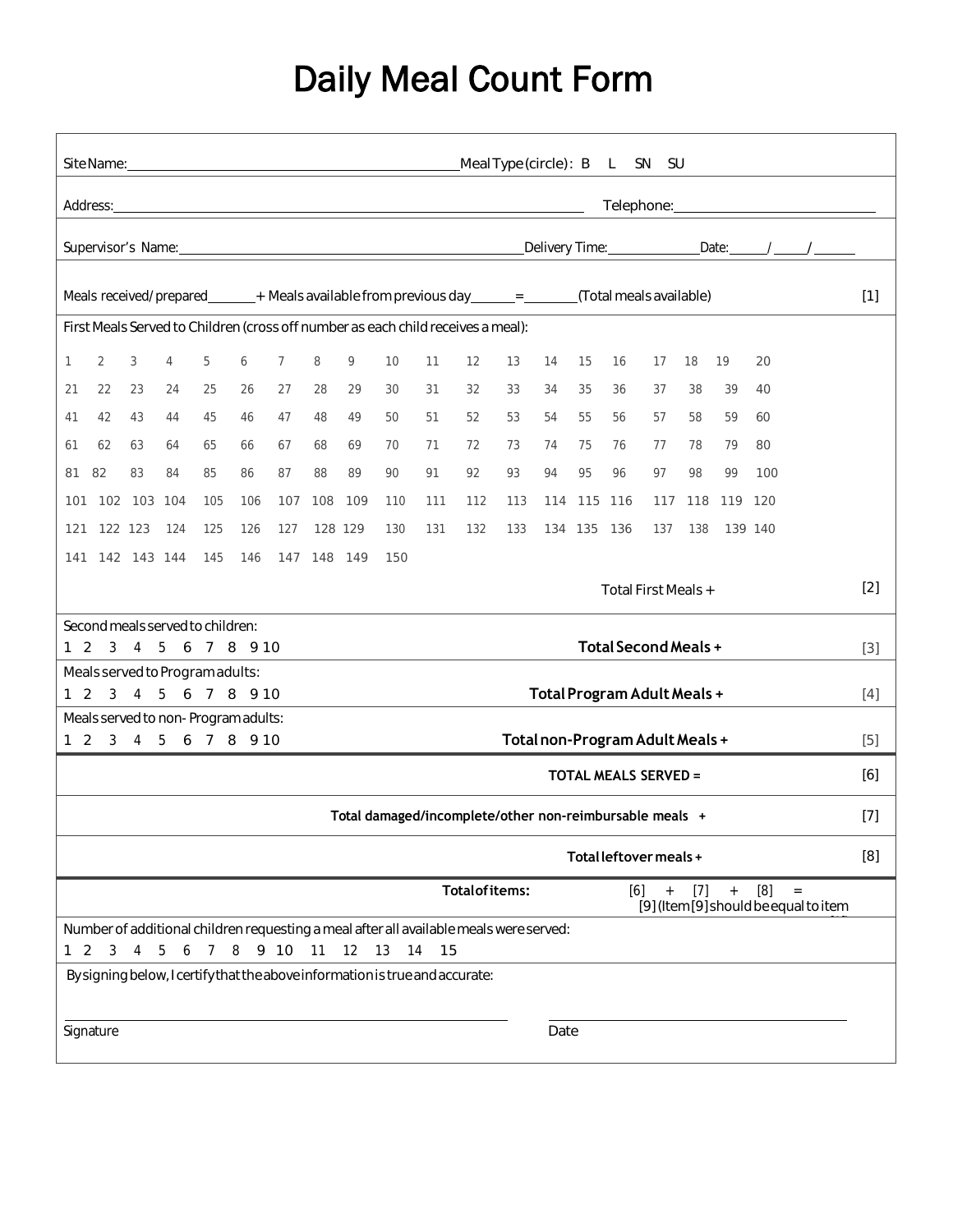# Daily Meal Count Form

Site Name: ______________________________ Meal Type (circle): B L SN SU

Address: ______________________________ Telephone: ______________________________

Supervisor's Name: ______________________________ Delivery Time: __________ Date: _____/_____/_____

Meals received/prepared ______ + Meals available from previous day ______ = ______ (Total meals available) [1]

First Meals Served to Children (cross off number as each child receives a meal):

1 2 3 4 5 6 7 8 9 10 11 12 13 14 15 16 17 18 19 20

21 22 23 24 25 26 27 28 29 30 31 32 33 34 35 36 37 38 39 40

41 42 43 44 45 46 47 48 49 50 51 52 53 54 55 56 57 58 59 60

61 62 63 64 65 66 67 68 69 70 71 72 73 74 75 76 77 78 79 80

81 82 83 84 85 86 87 88 89 90 91 92 93 94 95 96 97 98 99 100

101 102 103 104 105 106 107 108 109 110 111 112 113 114 115 116 117 118 119 120

121 122 123 124 125 126 127 128 129 130 131 132 133 134 135 136 137 138 139 140

141 142 143 144 145 146 147 148 149 150

Total First Meals + [2]

Second meals served to children:
1 2 3 4 5 6 7 8 9 10 **Total Second Meals +** [3]

Meals served to Program adults:
1 2 3 4 5 6 7 8 9 10 **Total Program Adult Meals +** [4]

Meals served to non- Program adults:
1 2 3 4 5 6 7 8 9 10 **Total non-Program Adult Meals +** [5]

**TOTAL MEALS SERVED =** [6]

**Total damaged/incomplete/other non-reimbursable meals +** [7]

**Total leftover meals +** [8]

**Total of items:** [6] + [7] + [8] = [9] (Item [9] should be equal to item

Number of additional children requesting a meal after all available meals were served:
1 2 3 4 5 6 7 8 9 10 11 12 13 14 15

By signing below, I certify that the above information is true and accurate:

______________________________ ______________________________

Signature Date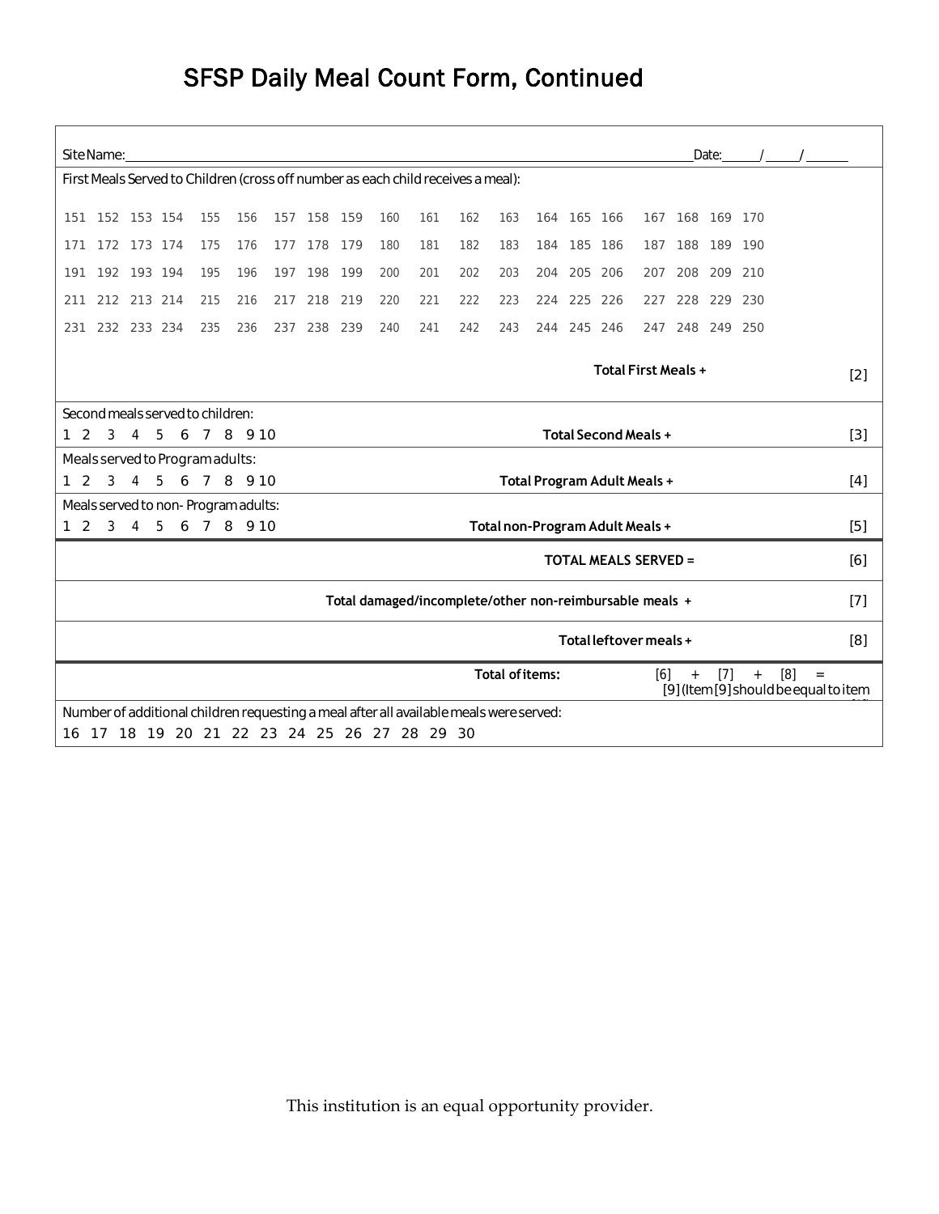# SFSP Daily Meal Count Form, Continued

Site Name: ______________________________ Date: _____/_____/______

First Meals Served to Children (cross off number as each child receives a meal):

| | | | | | | | | | | | | | | | | | | | |
|---|---|---|---|---|---|---|---|---|---|---|---|---|---|---|---|---|---|---|---|
| 151 | 152 | 153 | 154 | 155 | 156 | 157 | 158 | 159 | 160 | 161 | 162 | 163 | 164 | 165 | 166 | 167 | 168 | 169 | 170 |
| 171 | 172 | 173 | 174 | 175 | 176 | 177 | 178 | 179 | 180 | 181 | 182 | 183 | 184 | 185 | 186 | 187 | 188 | 189 | 190 |
| 191 | 192 | 193 | 194 | 195 | 196 | 197 | 198 | 199 | 200 | 201 | 202 | 203 | 204 | 205 | 206 | 207 | 208 | 209 | 210 |
| 211 | 212 | 213 | 214 | 215 | 216 | 217 | 218 | 219 | 220 | 221 | 222 | 223 | 224 | 225 | 226 | 227 | 228 | 229 | 230 |
| 231 | 232 | 233 | 234 | 235 | 236 | 237 | 238 | 239 | 240 | 241 | 242 | 243 | 244 | 245 | 246 | 247 | 248 | 249 | 250 |

**Total First Meals +** [2]

Second meals served to children:
1 2 3 4 5 6 7 8 9 10 **Total Second Meals +** [3]

Meals served to Program adults:
1 2 3 4 5 6 7 8 9 10 **Total Program Adult Meals +** [4]

Meals served to non- Program adults:
1 2 3 4 5 6 7 8 9 10 **Total non-Program Adult Meals +** [5]

**TOTAL MEALS SERVED =** [6]

**Total damaged/incomplete/other non-reimbursable meals +** [7]

**Total leftover meals +** [8]

**Total of items:** [6] + [7] + [8] = [9] (Item [9] should be equal to item

Number of additional children requesting a meal after all available meals were served:
16 17 18 19 20 21 22 23 24 25 26 27 28 29 30

This institution is an equal opportunity provider.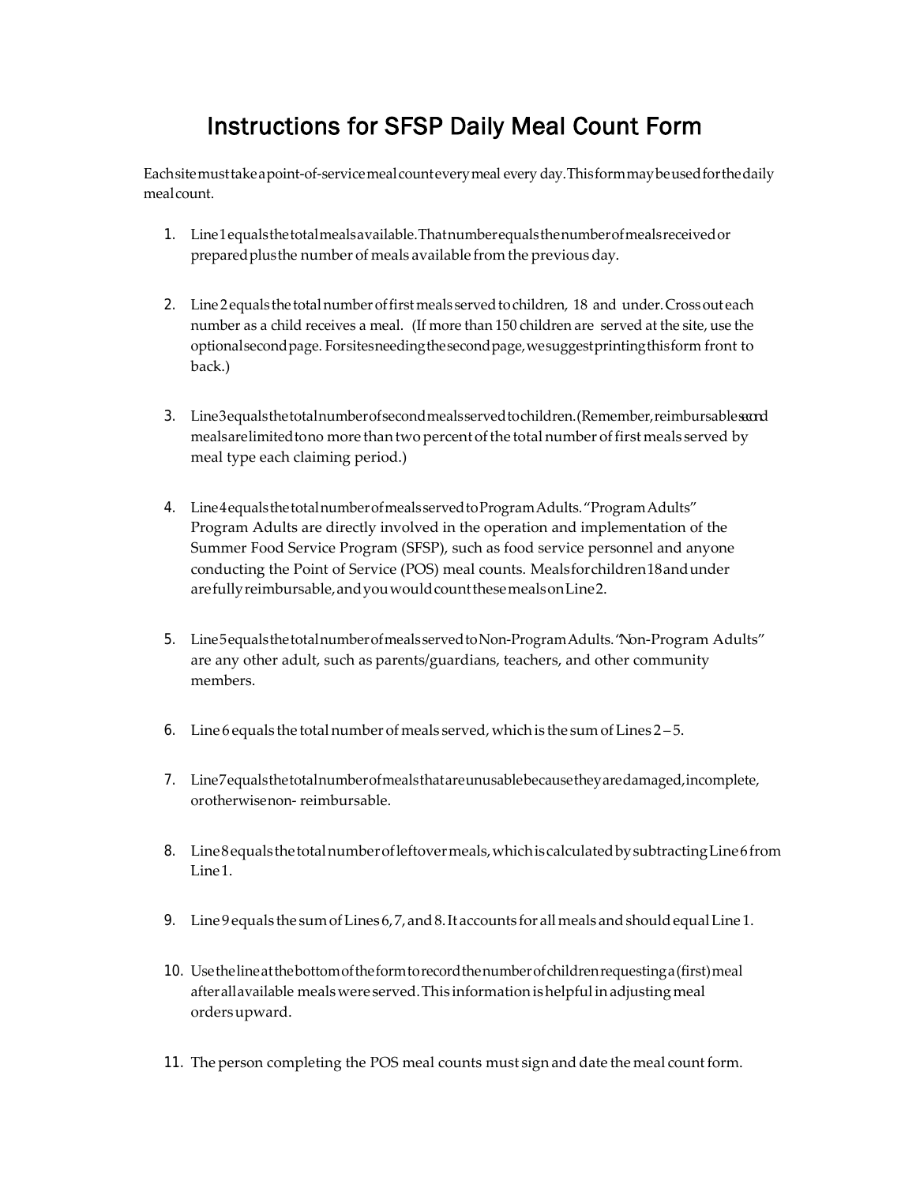# Instructions for SFSP Daily Meal Count Form

Each site must take a point-of-service meal count every meal every day. This form may be used for the daily meal count.

1. Line 1 equals the total meals available. That number equals the number of meals received or prepared plus the number of meals available from the previous day.

2. Line 2 equals the total number of first meals served to children, 18 and under. Cross out each number as a child receives a meal. (If more than 150 children are served at the site, use the optional second page. For sites needing the second page, we suggest printing this form front to back.)

3. Line 3 equals the total number of second meals served to children. (Remember, reimbursable second meals are limited to no more than two percent of the total number of first meals served by meal type each claiming period.)

4. Line 4 equals the total number of meals served to Program Adults. "Program Adults" Program Adults are directly involved in the operation and implementation of the Summer Food Service Program (SFSP), such as food service personnel and anyone conducting the Point of Service (POS) meal counts. Meals for children 18 and under are fully reimbursable, and you would count these meals on Line 2.

5. Line 5 equals the total number of meals served to Non-Program Adults. "Non-Program Adults" are any other adult, such as parents/guardians, teachers, and other community members.

6. Line 6 equals the total number of meals served, which is the sum of Lines 2 – 5.

7. Line 7 equals the total number of meals that are unusable because they are damaged, incomplete, or otherwise non- reimbursable.

8. Line 8 equals the total number of leftover meals, which is calculated by subtracting Line 6 from Line 1.

9. Line 9 equals the sum of Lines 6, 7, and 8. It accounts for all meals and should equal Line 1.

10. Use the line at the bottom of the form to record the number of children requesting a (first) meal after all available meals were served. This information is helpful in adjusting meal orders upward.

11. The person completing the POS meal counts must sign and date the meal count form.